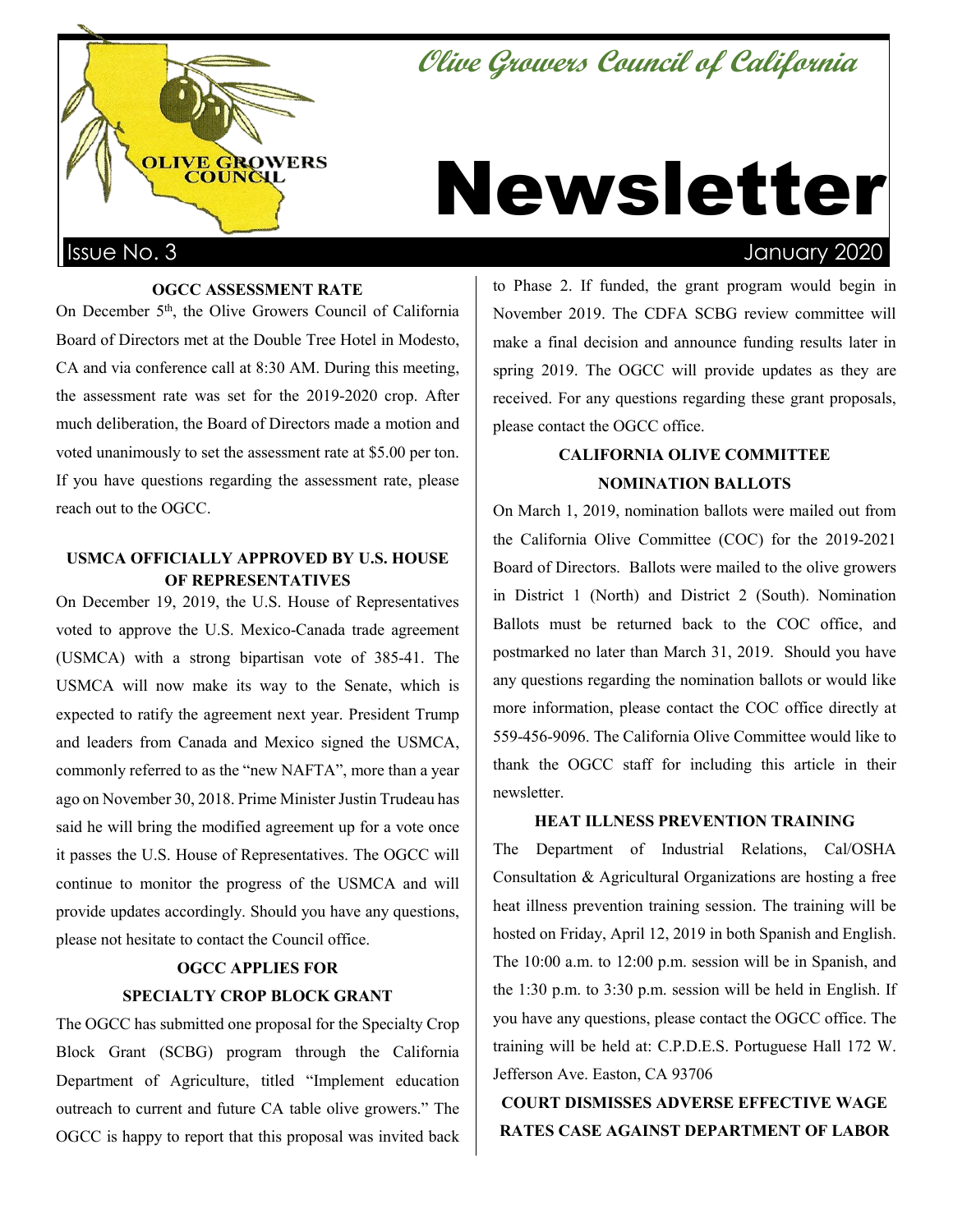# Olive Growers Council of California

# Newsletter

Issue No. 3 January 2020

### OGCC ASSESSMENT RATE

On December 5th, the Olive Growers Council of California Board of Directors met at the Double Tree Hotel in Modesto, CA and via conference call at 8:30 AM. During this meeting, the assessment rate was set for the 2019-2020 crop. After much deliberation, the Board of Directors made a motion and voted unanimously to set the assessment rate at $5.00 per ton. If you have questions regarding the assessment rate, please reach out to the OGCC.

### USMCA OFFICIALLY APPROVED BY U.S. HOUSE OF REPRESENTATIVES

On December 19, 2019, the U.S. House of Representatives voted to approve the U.S. Mexico-Canada trade agreement (USMCA) with a strong bipartisan vote of 385-41. The USMCA will now make its way to the Senate, which is expected to ratify the agreement next year. President Trump and leaders from Canada and Mexico signed the USMCA, commonly referred to as the "new NAFTA", more than a year ago on November 30, 2018. Prime Minister Justin Trudeau has said he will bring the modified agreement up for a vote once it passes the U.S. House of Representatives. The OGCC will continue to monitor the progress of the USMCA and will provide updates accordingly. Should you have any questions, please not hesitate to contact the Council office.

### OGCC APPLIES FOR SPECIALTY CROP BLOCK GRANT

The OGCC has submitted one proposal for the Specialty Crop Block Grant (SCBG) program through the California Department of Agriculture, titled "Implement education outreach to current and future CA table olive growers." The OGCC is happy to report that this proposal was invited back to Phase 2. If funded, the grant program would begin in November 2019. The CDFA SCBG review committee will make a final decision and announce funding results later in spring 2019. The OGCC will provide updates as they are received. For any questions regarding these grant proposals, please contact the OGCC office.

### CALIFORNIA OLIVE COMMITTEE NOMINATION BALLOTS

On March 1, 2019, nomination ballots were mailed out from the California Olive Committee (COC) for the 2019-2021 Board of Directors. Ballots were mailed to the olive growers in District 1 (North) and District 2 (South). Nomination Ballots must be returned back to the COC office, and postmarked no later than March 31, 2019. Should you have any questions regarding the nomination ballots or would like more information, please contact the COC office directly at 559-456-9096. The California Olive Committee would like to thank the OGCC staff for including this article in their newsletter.

### HEAT ILLNESS PREVENTION TRAINING

The Department of Industrial Relations, Cal/OSHA Consultation & Agricultural Organizations are hosting a free heat illness prevention training session. The training will be hosted on Friday, April 12, 2019 in both Spanish and English. The 10:00 a.m. to 12:00 p.m. session will be in Spanish, and the 1:30 p.m. to 3:30 p.m. session will be held in English. If you have any questions, please contact the OGCC office. The training will be held at: C.P.D.E.S. Portuguese Hall 172 W. Jefferson Ave. Easton, CA 93706

### COURT DISMISSES ADVERSE EFFECTIVE WAGE RATES CASE AGAINST DEPARTMENT OF LABOR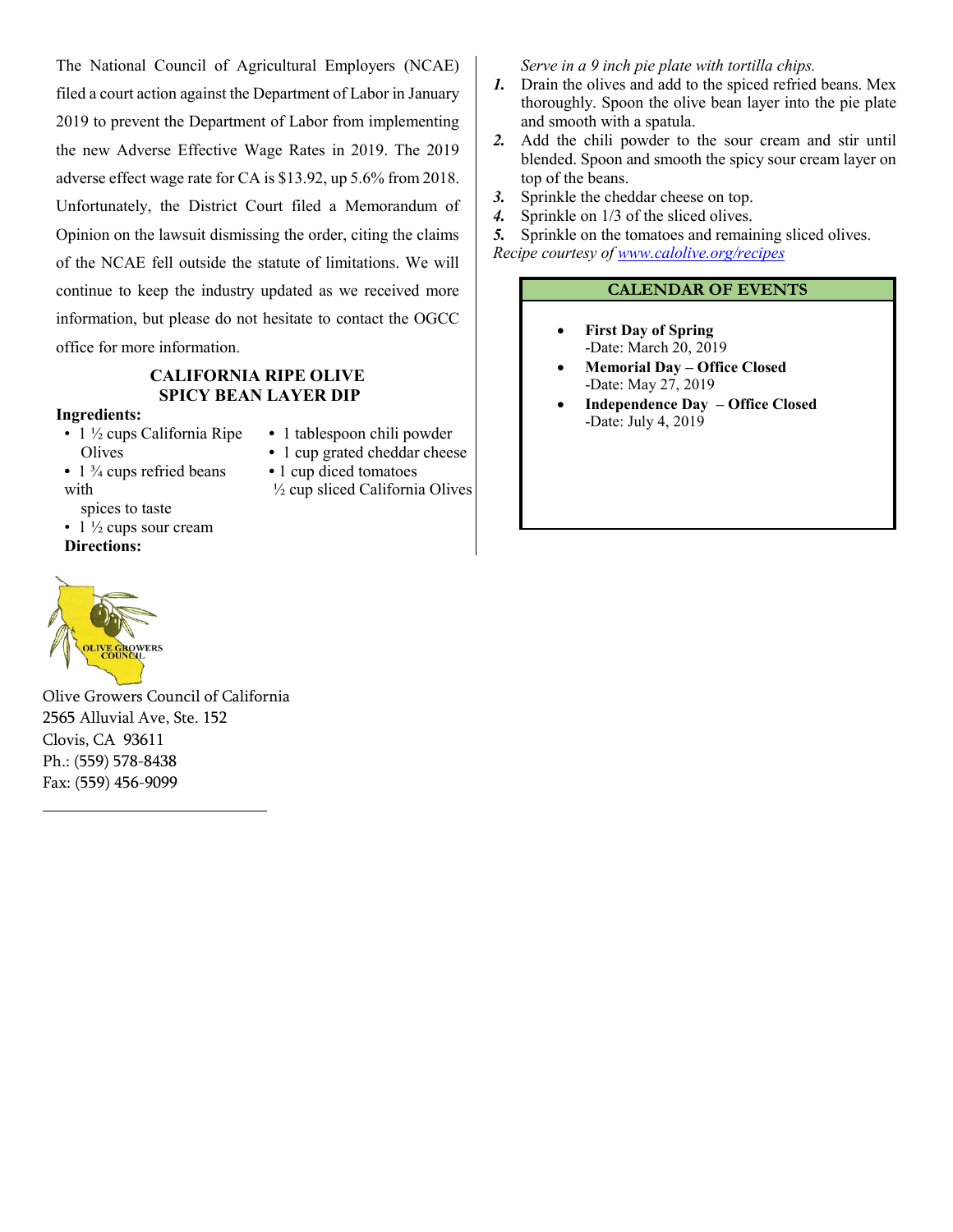The National Council of Agricultural Employers (NCAE) filed a court action against the Department of Labor in January 2019 to prevent the Department of Labor from implementing the new Adverse Effective Wage Rates in 2019. The 2019 adverse effect wage rate for CA is $13.92, up 5.6% from 2018. Unfortunately, the District Court filed a Memorandum of Opinion on the lawsuit dismissing the order, citing the claims of the NCAE fell outside the statute of limitations. We will continue to keep the industry updated as we received more information, but please do not hesitate to contact the OGCC office for more information.

### CALIFORNIA RIPE OLIVE SPICY BEAN LAYER DIP

**Ingredients:**

- 1 ½ cups California Ripe Olives
- 1 ¾ cups refried beans with spices to taste
- 1 ½ cups sour cream
- 1 tablespoon chili powder
- 1 cup grated cheddar cheese
- 1 cup diced tomatoes
- ½ cup sliced California Olives

**Directions:**

*Serve in a 9 inch pie plate with tortilla chips.*

1. Drain the olives and add to the spiced refried beans. Mex thoroughly. Spoon the olive bean layer into the pie plate and smooth with a spatula.
2. Add the chili powder to the sour cream and stir until blended. Spoon and smooth the spicy sour cream layer on top of the beans.
3. Sprinkle the cheddar cheese on top.
4. Sprinkle on 1/3 of the sliced olives.
5. Sprinkle on the tomatoes and remaining sliced olives.

*Recipe courtesy of [www.calolive.org/recipes](www.calolive.org/recipes)*

OLIVE GROWERS COUNCIL

Olive Growers Council of California
2565 Alluvial Ave, Ste. 152
Clovis, CA 93611
Ph.: (559) 578-8438
Fax: (559) 456-9099

## CALENDAR OF EVENTS

- **First Day of Spring**
  -Date: March 20, 2019
- **Memorial Day – Office Closed**
  -Date: May 27, 2019
- **Independence Day – Office Closed**
  -Date: July 4, 2019